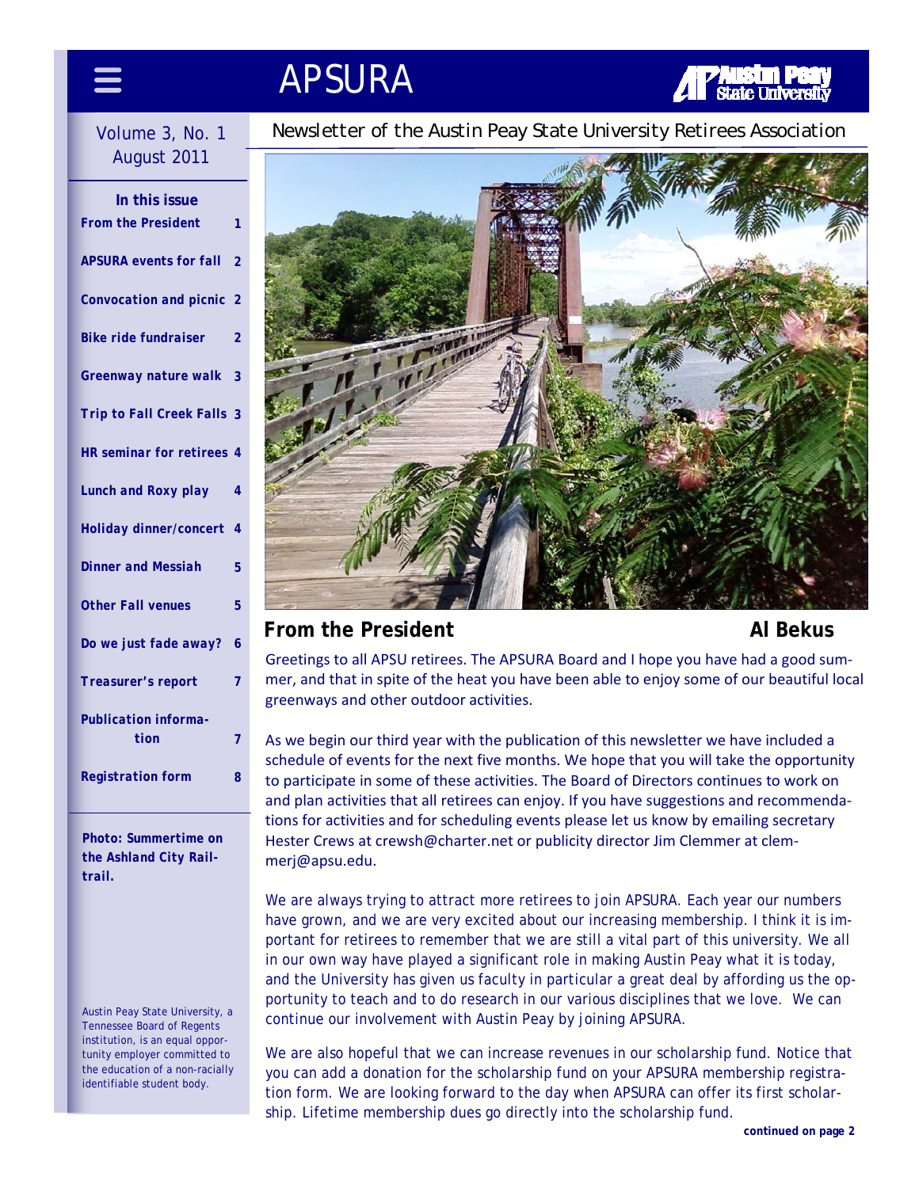# APSURA

Newsletter of the Austin Peay State University Retirees Association

Volume 3, No. 1
August 2011

**In this issue**

| | |
|---|---|
| **From the President** | **1** |
| **APSURA events for fall** | **2** |
| **Convocation and picnic** | **2** |
| **Bike ride fundraiser** | **2** |
| **Greenway nature walk** | **3** |
| **Trip to Fall Creek Falls** | **3** |
| **HR seminar for retirees** | **4** |
| **Lunch and Roxy play** | **4** |
| **Holiday dinner/concert** | **4** |
| **Dinner and Messiah** | **5** |
| **Other Fall venues** | **5** |
| **Do we just fade away?** | **6** |
| **Treasurer's report** | **7** |
| **Publication information** | **7** |
| **Registration form** | **8** |

**Photo: Summertime on the Ashland City Railtrail.**

Austin Peay State University, a Tennessee Board of Regents institution, is an equal opportunity employer committed to the education of a non-racially identifiable student body.

## From the President

**Al Bekus**

Greetings to all APSU retirees. The APSURA Board and I hope you have had a good summer, and that in spite of the heat you have been able to enjoy some of our beautiful local greenways and other outdoor activities.

As we begin our third year with the publication of this newsletter we have included a schedule of events for the next five months. We hope that you will take the opportunity to participate in some of these activities. The Board of Directors continues to work on and plan activities that all retirees can enjoy. If you have suggestions and recommendations for activities and for scheduling events please let us know by emailing secretary Hester Crews at crewsh@charter.net or publicity director Jim Clemmer at clemmerj@apsu.edu.

We are always trying to attract more retirees to join APSURA. Each year our numbers have grown, and we are very excited about our increasing membership. I think it is important for retirees to remember that we are still a vital part of this university. We all in our own way have played a significant role in making Austin Peay what it is today, and the University has given us faculty in particular a great deal by affording us the opportunity to teach and to do research in our various disciplines that we love. We can continue our involvement with Austin Peay by joining APSURA.

We are also hopeful that we can increase revenues in our scholarship fund. Notice that you can add a donation for the scholarship fund on your APSURA membership registration form. We are looking forward to the day when APSURA can offer its first scholarship. Lifetime membership dues go directly into the scholarship fund.

**continued on page 2**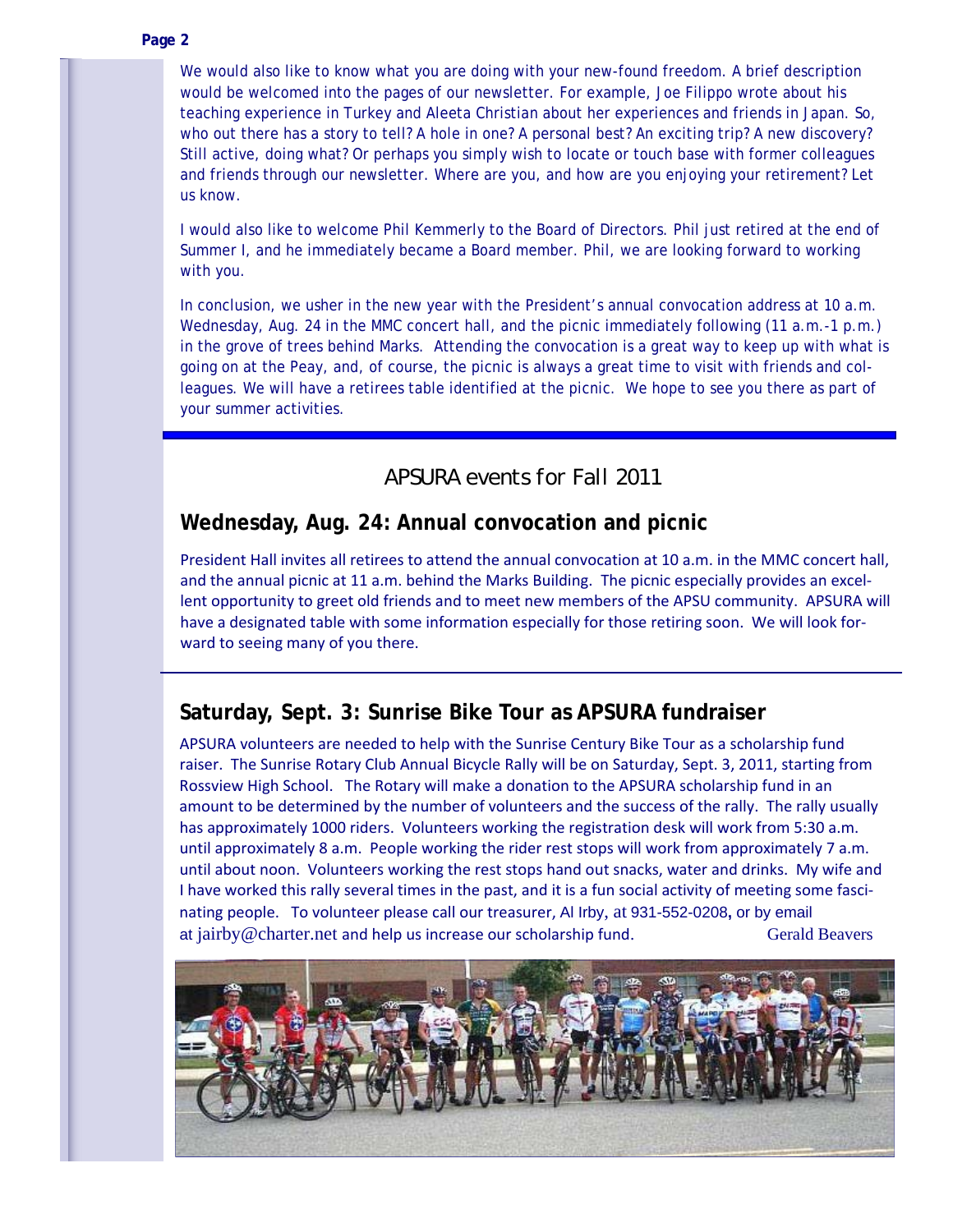We would also like to know what you are doing with your new-found freedom. A brief description would be welcomed into the pages of our newsletter. For example, Joe Filippo wrote about his teaching experience in Turkey and Aleeta Christian about her experiences and friends in Japan. So, who out there has a story to tell? A hole in one? A personal best? An exciting trip? A new discovery? Still active, doing what? Or perhaps you simply wish to locate or touch base with former colleagues and friends through our newsletter. Where are you, and how are you enjoying your retirement? Let us know.

I would also like to welcome Phil Kemmerly to the Board of Directors. Phil just retired at the end of Summer I, and he immediately became a Board member. Phil, we are looking forward to working with you.

In conclusion, we usher in the new year with the President's annual convocation address at 10 a.m. Wednesday, Aug. 24 in the MMC concert hall, and the picnic immediately following (11 a.m.-1 p.m.) in the grove of trees behind Marks. Attending the convocation is a great way to keep up with what is going on at the Peay, and, of course, the picnic is always a great time to visit with friends and colleagues. We will have a retirees table identified at the picnic. We hope to see you there as part of your summer activities.

## APSURA events for Fall 2011

### Wednesday, Aug. 24: Annual convocation and picnic

President Hall invites all retirees to attend the annual convocation at 10 a.m. in the MMC concert hall, and the annual picnic at 11 a.m. behind the Marks Building. The picnic especially provides an excellent opportunity to greet old friends and to meet new members of the APSU community. APSURA will have a designated table with some information especially for those retiring soon. We will look forward to seeing many of you there.

### Saturday, Sept. 3: Sunrise Bike Tour as APSURA fundraiser

APSURA volunteers are needed to help with the Sunrise Century Bike Tour as a scholarship fund raiser. The Sunrise Rotary Club Annual Bicycle Rally will be on Saturday, Sept. 3, 2011, starting from Rossview High School. The Rotary will make a donation to the APSURA scholarship fund in an amount to be determined by the number of volunteers and the success of the rally. The rally usually has approximately 1000 riders. Volunteers working the registration desk will work from 5:30 a.m. until approximately 8 a.m. People working the rider rest stops will work from approximately 7 a.m. until about noon. Volunteers working the rest stops hand out snacks, water and drinks. My wife and I have worked this rally several times in the past, and it is a fun social activity of meeting some fascinating people. To volunteer please call our treasurer, Al Irby, at 931-552-0208, or by email at jairby@charter.net and help us increase our scholarship fund. Gerald Beavers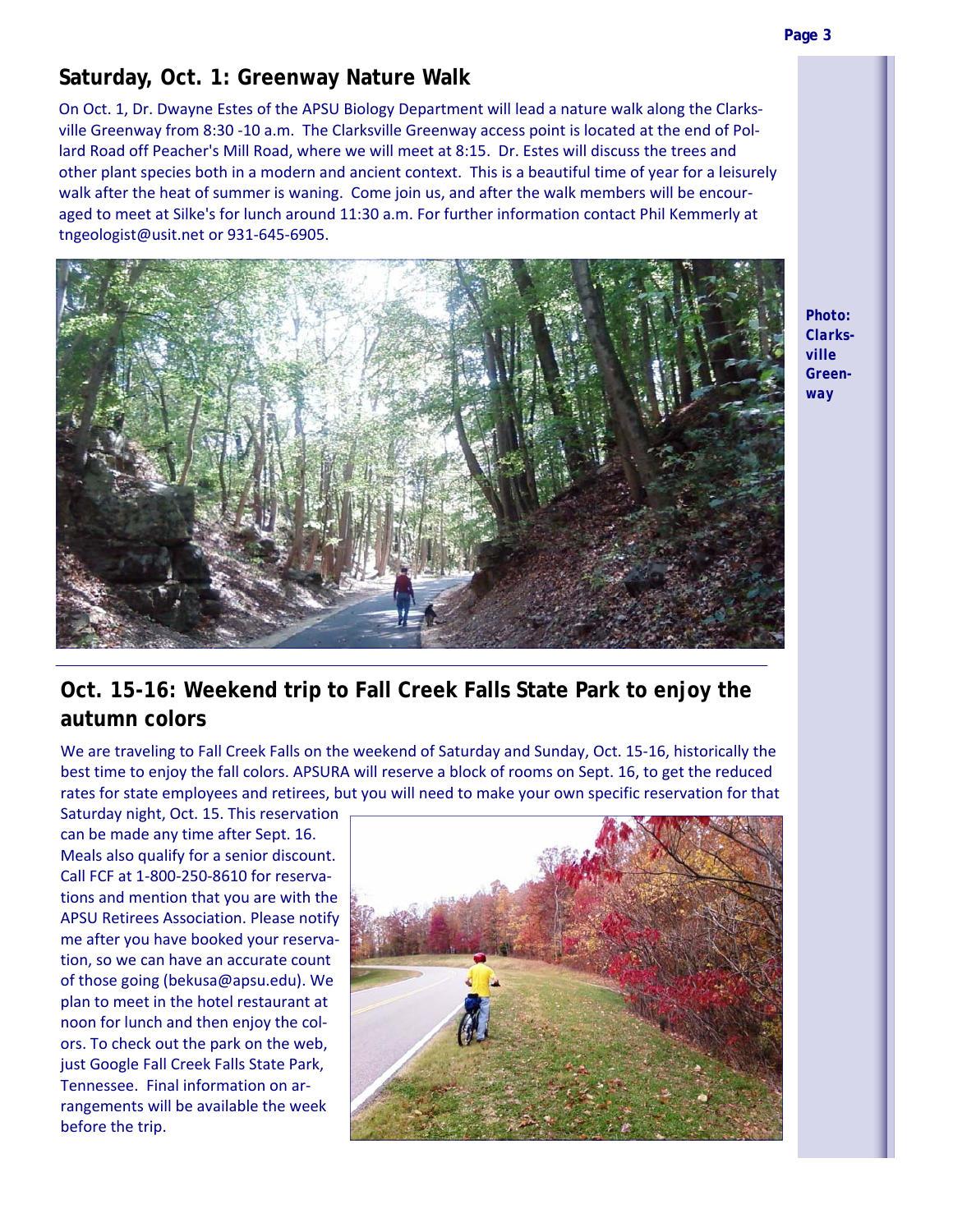## Saturday, Oct. 1: Greenway Nature Walk

On Oct. 1, Dr. Dwayne Estes of the APSU Biology Department will lead a nature walk along the Clarksville Greenway from 8:30 -10 a.m. The Clarksville Greenway access point is located at the end of Pollard Road off Peacher's Mill Road, where we will meet at 8:15. Dr. Estes will discuss the trees and other plant species both in a modern and ancient context. This is a beautiful time of year for a leisurely walk after the heat of summer is waning. Come join us, and after the walk members will be encouraged to meet at Silke's for lunch around 11:30 a.m. For further information contact Phil Kemmerly at tngeologist@usit.net or 931-645-6905.

**Photo: Clarksville Greenway**

## Oct. 15-16: Weekend trip to Fall Creek Falls State Park to enjoy the autumn colors

We are traveling to Fall Creek Falls on the weekend of Saturday and Sunday, Oct. 15-16, historically the best time to enjoy the fall colors. APSURA will reserve a block of rooms on Sept. 16, to get the reduced rates for state employees and retirees, but you will need to make your own specific reservation for that Saturday night, Oct. 15. This reservation can be made any time after Sept. 16. Meals also qualify for a senior discount. Call FCF at 1-800-250-8610 for reservations and mention that you are with the APSU Retirees Association. Please notify me after you have booked your reservation, so we can have an accurate count of those going (bekusa@apsu.edu). We plan to meet in the hotel restaurant at noon for lunch and then enjoy the colors. To check out the park on the web, just Google Fall Creek Falls State Park, Tennessee. Final information on arrangements will be available the week before the trip.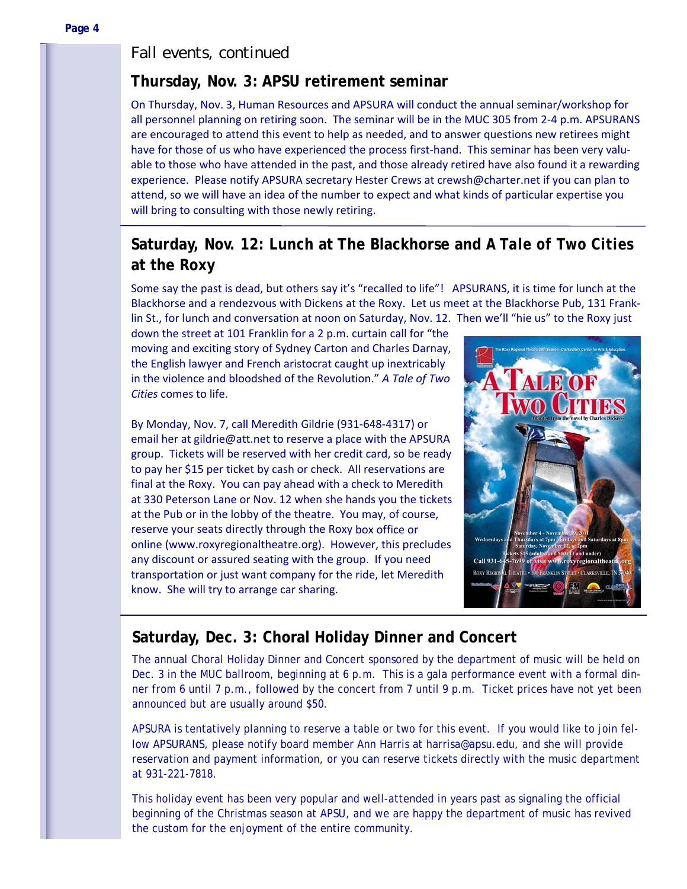Fall events, continued

## Thursday, Nov. 3: APSU retirement seminar

On Thursday, Nov. 3, Human Resources and APSURA will conduct the annual seminar/workshop for all personnel planning on retiring soon. The seminar will be in the MUC 305 from 2-4 p.m. APSURANS are encouraged to attend this event to help as needed, and to answer questions new retirees might have for those of us who have experienced the process first-hand. This seminar has been very valuable to those who have attended in the past, and those already retired have also found it a rewarding experience. Please notify APSURA secretary Hester Crews at crewsh@charter.net if you can plan to attend, so we will have an idea of the number to expect and what kinds of particular expertise you will bring to consulting with those newly retiring.

## Saturday, Nov. 12: Lunch at The Blackhorse and *A Tale of Two Cities* at the Roxy

Some say the past is dead, but others say it's "recalled to life"! APSURANS, it is time for lunch at the Blackhorse and a rendezvous with Dickens at the Roxy. Let us meet at the Blackhorse Pub, 131 Franklin St., for lunch and conversation at noon on Saturday, Nov. 12. Then we'll "hie us" to the Roxy just down the street at 101 Franklin for a 2 p.m. curtain call for "the moving and exciting story of Sydney Carton and Charles Darnay, the English lawyer and French aristocrat caught up inextricably in the violence and bloodshed of the Revolution." *A Tale of Two Cities* comes to life.

By Monday, Nov. 7, call Meredith Gildrie (931-648-4317) or email her at gildrie@att.net to reserve a place with the APSURA group. Tickets will be reserved with her credit card, so be ready to pay her $15 per ticket by cash or check. All reservations are final at the Roxy. You can pay ahead with a check to Meredith at 330 Peterson Lane or Nov. 12 when she hands you the tickets at the Pub or in the lobby of the theatre. You may, of course, reserve your seats directly through the Roxy box office or online (www.roxyregionaltheatre.org). However, this precludes any discount or assured seating with the group. If you need transportation or just want company for the ride, let Meredith know. She will try to arrange car sharing.

## Saturday, Dec. 3: Choral Holiday Dinner and Concert

The annual Choral Holiday Dinner and Concert sponsored by the department of music will be held on Dec. 3 in the MUC ballroom, beginning at 6 p.m. This is a gala performance event with a formal dinner from 6 until 7 p.m., followed by the concert from 7 until 9 p.m. Ticket prices have not yet been announced but are usually around $50.

APSURA is tentatively planning to reserve a table or two for this event. If you would like to join fellow APSURANS, please notify board member Ann Harris at harrisa@apsu.edu, and she will provide reservation and payment information, or you can reserve tickets directly with the music department at 931-221-7818.

This holiday event has been very popular and well-attended in years past as signaling the official beginning of the Christmas season at APSU, and we are happy the department of music has revived the custom for the enjoyment of the entire community.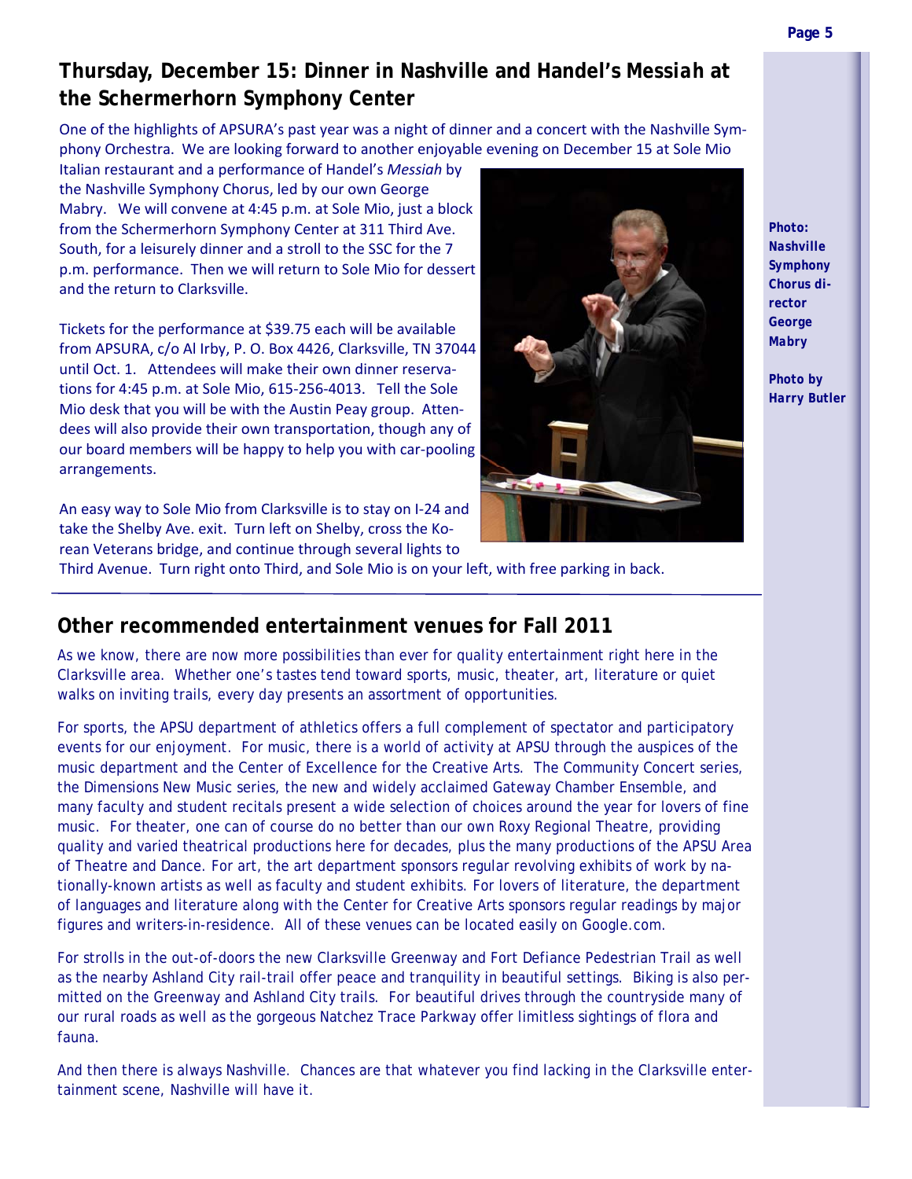## Thursday, December 15: Dinner in Nashville and Handel's *Messiah* at the Schermerhorn Symphony Center

One of the highlights of APSURA's past year was a night of dinner and a concert with the Nashville Symphony Orchestra. We are looking forward to another enjoyable evening on December 15 at Sole Mio Italian restaurant and a performance of Handel's *Messiah* by the Nashville Symphony Chorus, led by our own George Mabry. We will convene at 4:45 p.m. at Sole Mio, just a block from the Schermerhorn Symphony Center at 311 Third Ave. South, for a leisurely dinner and a stroll to the SSC for the 7 p.m. performance. Then we will return to Sole Mio for dessert and the return to Clarksville.

Tickets for the performance at $39.75 each will be available from APSURA, c/o Al Irby, P. O. Box 4426, Clarksville, TN 37044 until Oct. 1. Attendees will make their own dinner reservations for 4:45 p.m. at Sole Mio, 615-256-4013. Tell the Sole Mio desk that you will be with the Austin Peay group. Attendees will also provide their own transportation, though any of our board members will be happy to help you with car-pooling arrangements.

An easy way to Sole Mio from Clarksville is to stay on I-24 and take the Shelby Ave. exit. Turn left on Shelby, cross the Korean Veterans bridge, and continue through several lights to Third Avenue. Turn right onto Third, and Sole Mio is on your left, with free parking in back.

**Photo: Nashville Symphony Chorus director George Mabry**

**Photo by Harry Butler**

## Other recommended entertainment venues for Fall 2011

As we know, there are now more possibilities than ever for quality entertainment right here in the Clarksville area. Whether one's tastes tend toward sports, music, theater, art, literature or quiet walks on inviting trails, every day presents an assortment of opportunities.

For sports, the APSU department of athletics offers a full complement of spectator and participatory events for our enjoyment. For music, there is a world of activity at APSU through the auspices of the music department and the Center of Excellence for the Creative Arts. The Community Concert series, the Dimensions New Music series, the new and widely acclaimed Gateway Chamber Ensemble, and many faculty and student recitals present a wide selection of choices around the year for lovers of fine music. For theater, one can of course do no better than our own Roxy Regional Theatre, providing quality and varied theatrical productions here for decades, plus the many productions of the APSU Area of Theatre and Dance. For art, the art department sponsors regular revolving exhibits of work by nationally-known artists as well as faculty and student exhibits. For lovers of literature, the department of languages and literature along with the Center for Creative Arts sponsors regular readings by major figures and writers-in-residence. All of these venues can be located easily on Google.com.

For strolls in the out-of-doors the new Clarksville Greenway and Fort Defiance Pedestrian Trail as well as the nearby Ashland City rail-trail offer peace and tranquility in beautiful settings. Biking is also permitted on the Greenway and Ashland City trails. For beautiful drives through the countryside many of our rural roads as well as the gorgeous Natchez Trace Parkway offer limitless sightings of flora and fauna.

And then there is always Nashville. Chances are that whatever you find lacking in the Clarksville entertainment scene, Nashville will have it.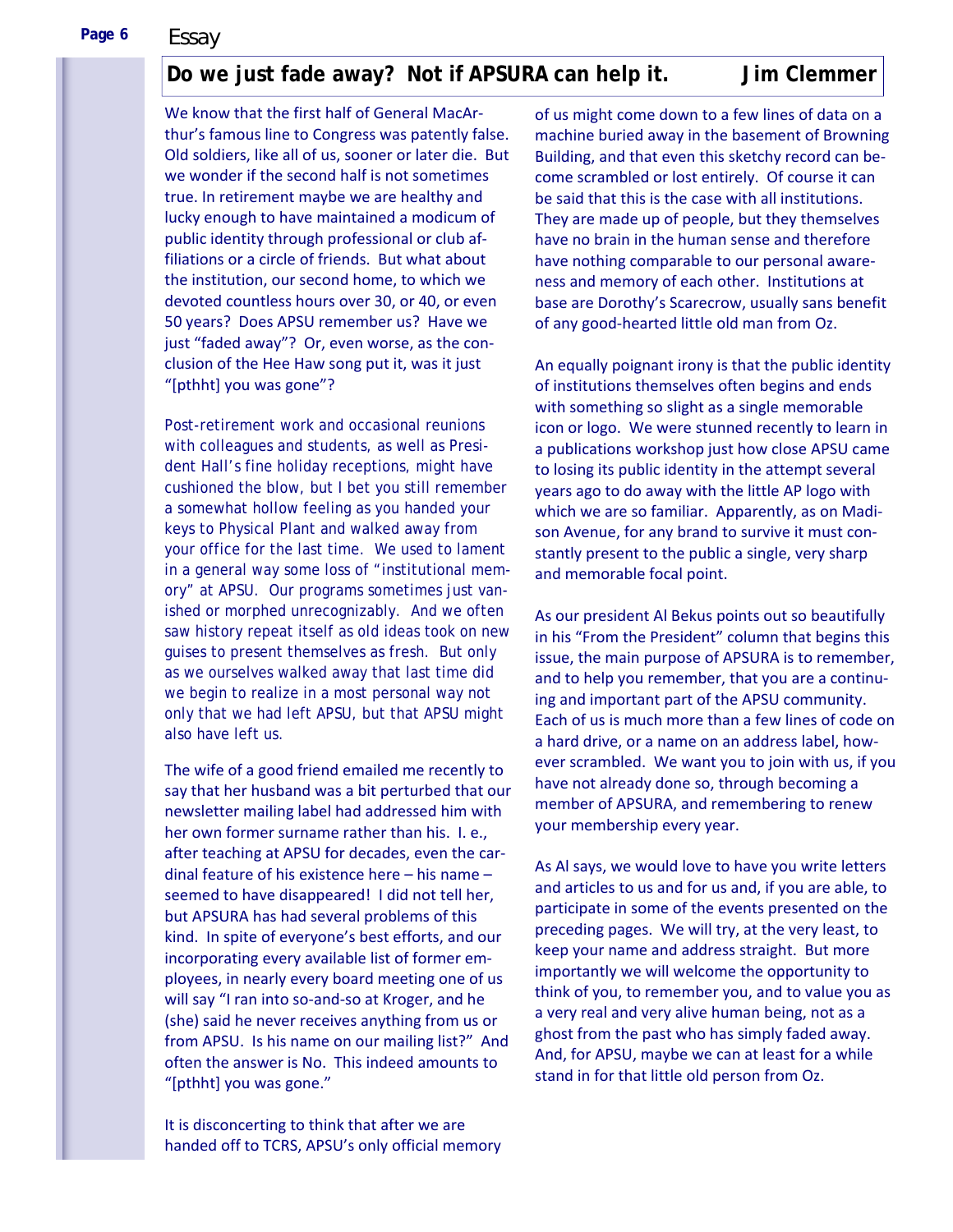## Essay

## Do we just fade away? Not if APSURA can help it.

**Jim Clemmer**

We know that the first half of General MacArthur's famous line to Congress was patently false. Old soldiers, like all of us, sooner or later die. But we wonder if the second half is not sometimes true. In retirement maybe we are healthy and lucky enough to have maintained a modicum of public identity through professional or club affiliations or a circle of friends. But what about the institution, our second home, to which we devoted countless hours over 30, or 40, or even 50 years? Does APSU remember us? Have we just "faded away"? Or, even worse, as the conclusion of the Hee Haw song put it, was it just "[pthht] you was gone"?

Post-retirement work and occasional reunions with colleagues and students, as well as President Hall's fine holiday receptions, might have cushioned the blow, but I bet you still remember a somewhat hollow feeling as you handed your keys to Physical Plant and walked away from your office for the last time. We used to lament in a general way some loss of "institutional memory" at APSU. Our programs sometimes just vanished or morphed unrecognizably. And we often saw history repeat itself as old ideas took on new guises to present themselves as fresh. But only as we ourselves walked away that last time did we begin to realize in a most personal way not only that we had left APSU, but that APSU might also have left us.

The wife of a good friend emailed me recently to say that her husband was a bit perturbed that our newsletter mailing label had addressed him with her own former surname rather than his. I. e., after teaching at APSU for decades, even the cardinal feature of his existence here – his name – seemed to have disappeared! I did not tell her, but APSURA has had several problems of this kind. In spite of everyone's best efforts, and our incorporating every available list of former employees, in nearly every board meeting one of us will say "I ran into so-and-so at Kroger, and he (she) said he never receives anything from us or from APSU. Is his name on our mailing list?" And often the answer is No. This indeed amounts to "[pthht] you was gone."

It is disconcerting to think that after we are handed off to TCRS, APSU's only official memory of us might come down to a few lines of data on a machine buried away in the basement of Browning Building, and that even this sketchy record can become scrambled or lost entirely. Of course it can be said that this is the case with all institutions. They are made up of people, but they themselves have no brain in the human sense and therefore have nothing comparable to our personal awareness and memory of each other. Institutions at base are Dorothy's Scarecrow, usually sans benefit of any good-hearted little old man from Oz.

An equally poignant irony is that the public identity of institutions themselves often begins and ends with something so slight as a single memorable icon or logo. We were stunned recently to learn in a publications workshop just how close APSU came to losing its public identity in the attempt several years ago to do away with the little AP logo with which we are so familiar. Apparently, as on Madison Avenue, for any brand to survive it must constantly present to the public a single, very sharp and memorable focal point.

As our president Al Bekus points out so beautifully in his "From the President" column that begins this issue, the main purpose of APSURA is to remember, and to help you remember, that you are a continuing and important part of the APSU community. Each of us is much more than a few lines of code on a hard drive, or a name on an address label, however scrambled. We want you to join with us, if you have not already done so, through becoming a member of APSURA, and remembering to renew your membership every year.

As Al says, we would love to have you write letters and articles to us and for us and, if you are able, to participate in some of the events presented on the preceding pages. We will try, at the very least, to keep your name and address straight. But more importantly we will welcome the opportunity to think of you, to remember you, and to value you as a very real and very alive human being, not as a ghost from the past who has simply faded away. And, for APSU, maybe we can at least for a while stand in for that little old person from Oz.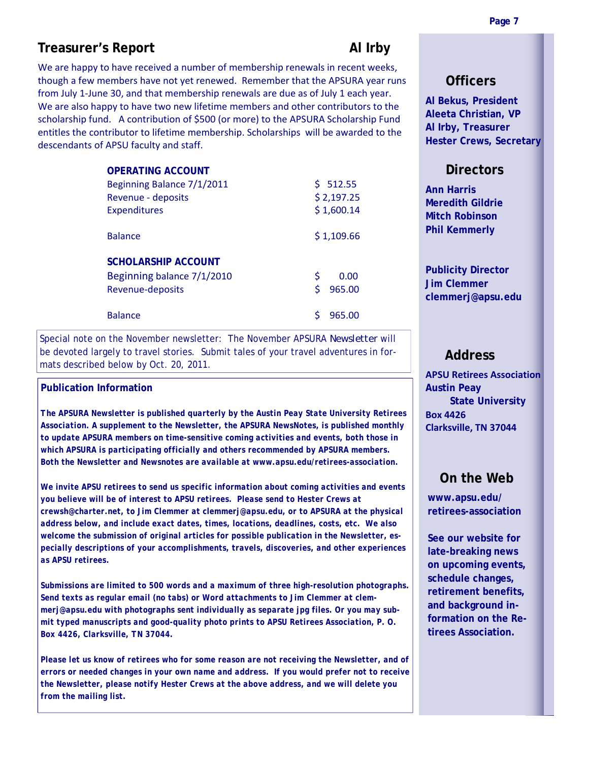## Treasurer's Report

**Al Irby**

We are happy to have received a number of membership renewals in recent weeks, though a few members have not yet renewed. Remember that the APSURA year runs from July 1-June 30, and that membership renewals are due as of July 1 each year. We are also happy to have two new lifetime members and other contributors to the scholarship fund. A contribution of $500 (or more) to the APSURA Scholarship Fund entitles the contributor to lifetime membership. Scholarships will be awarded to the descendants of APSU faculty and staff.

| **OPERATING ACCOUNT** | |
|---|---|
| Beginning Balance 7/1/2011 | $ 512.55 |
| Revenue - deposits | $ 2,197.25 |
| Expenditures | $ 1,600.14 |
| Balance | $ 1,109.66 |

| **SCHOLARSHIP ACCOUNT** | |
|---|---|
| Beginning balance 7/1/2010 | $ 0.00 |
| Revenue-deposits | $ 965.00 |
| Balance | $ 965.00 |

*Special note on the November newsletter: The November APSURA Newsletter will be devoted largely to travel stories. Submit tales of your travel adventures in formats described below by Oct. 20, 2011.*

### Publication Information

**The APSURA Newsletter is published quarterly by the Austin Peay State University Retirees Association. A supplement to the Newsletter, the APSURA NewsNotes, is published monthly to update APSURA members on time-sensitive coming activities and events, both those in which APSURA is participating officially and others recommended by APSURA members. Both the Newsletter and Newsnotes are available at www.apsu.edu/retirees-association.**

**We invite APSU retirees to send us specific information about coming activities and events you believe will be of interest to APSU retirees. Please send to Hester Crews at crewsh@charter.net, to Jim Clemmer at clemmerj@apsu.edu, or to APSURA at the physical address below, and include exact dates, times, locations, deadlines, costs, etc. We also welcome the submission of original articles for possible publication in the Newsletter, especially descriptions of your accomplishments, travels, discoveries, and other experiences as APSU retirees.**

**Submissions are limited to 500 words and a maximum of three high-resolution photographs. Send texts as regular email (no tabs) or Word attachments to Jim Clemmer at clemmerj@apsu.edu with photographs sent individually as separate jpg files. Or you may submit typed manuscripts and good-quality photo prints to APSU Retirees Association, P. O. Box 4426, Clarksville, TN 37044.**

**Please let us know of retirees who for some reason are not receiving the Newsletter, and of errors or needed changes in your own name and address. If you would prefer not to receive the Newsletter, please notify Hester Crews at the above address, and we will delete you from the mailing list.**

### Officers

**Al Bekus, President**
**Aleeta Christian, VP**
**Al Irby, Treasurer**
**Hester Crews, Secretary**

### Directors

**Ann Harris**
**Meredith Gildrie**
**Mitch Robinson**
**Phil Kemmerly**

**Publicity Director**
**Jim Clemmer**
**clemmerj@apsu.edu**

### Address

**APSU Retirees Association**
**Austin Peay State University**
**Box 4426**
**Clarksville, TN 37044**

### On the Web

**www.apsu.edu/retirees-association**

**See our website for late-breaking news on upcoming events, schedule changes, retirement benefits, and background information on the Retirees Association.**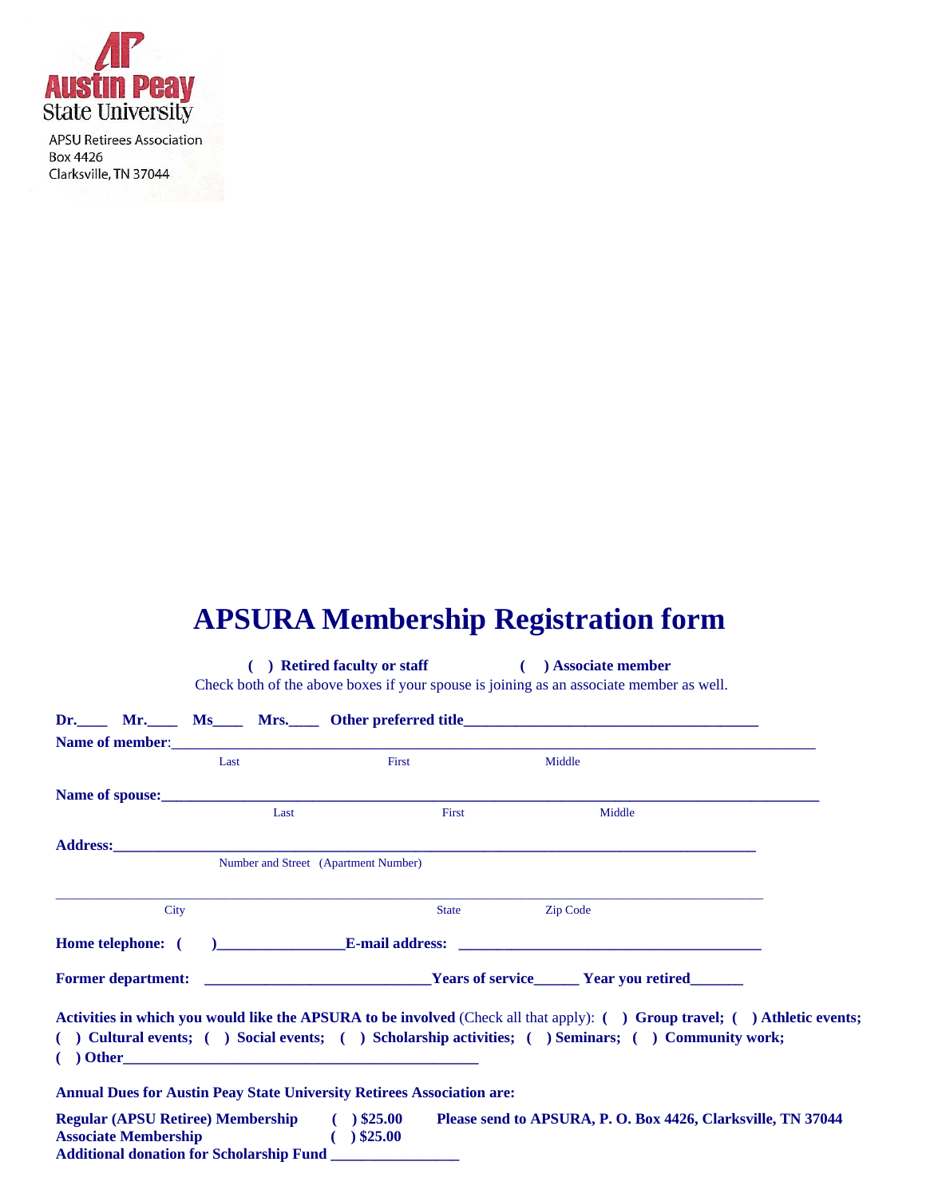Austin Peay State University

APSU Retirees Association
Box 4426
Clarksville, TN 37044

# APSURA Membership Registration form

**( ) Retired faculty or staff** **( ) Associate member**

Check both of the above boxes if your spouse is joining as an associate member as well.

**Dr.____ Mr.____ Ms____ Mrs.____ Other preferred title______________________________________**

**Name of member**:_________________________________________________________________________________

Last First Middle

**Name of spouse:**__________________________________________________________________________________

Last First Middle

**Address:**_________________________________________________________________________________

Number and Street (Apartment Number)

_________________________________________________________________________________

City State Zip Code

**Home telephone: ( )________________E-mail address: _______________________________________**

**Former department: _____________________________Years of service______ Year you retired_______**

**Activities in which you would like the APSURA to be involved** (Check all that apply): **( ) Group travel; ( ) Athletic events; ( ) Cultural events; ( ) Social events; ( ) Scholarship activities; ( ) Seminars; ( ) Community work; ( ) Other_________________________________________________**

**Annual Dues for Austin Peay State University Retirees Association are:**

**Regular (APSU Retiree) Membership ( ) $25.00** **Please send to APSURA, P. O. Box 4426, Clarksville, TN 37044**
**Associate Membership ( ) $25.00**
**Additional donation for Scholarship Fund ________________**